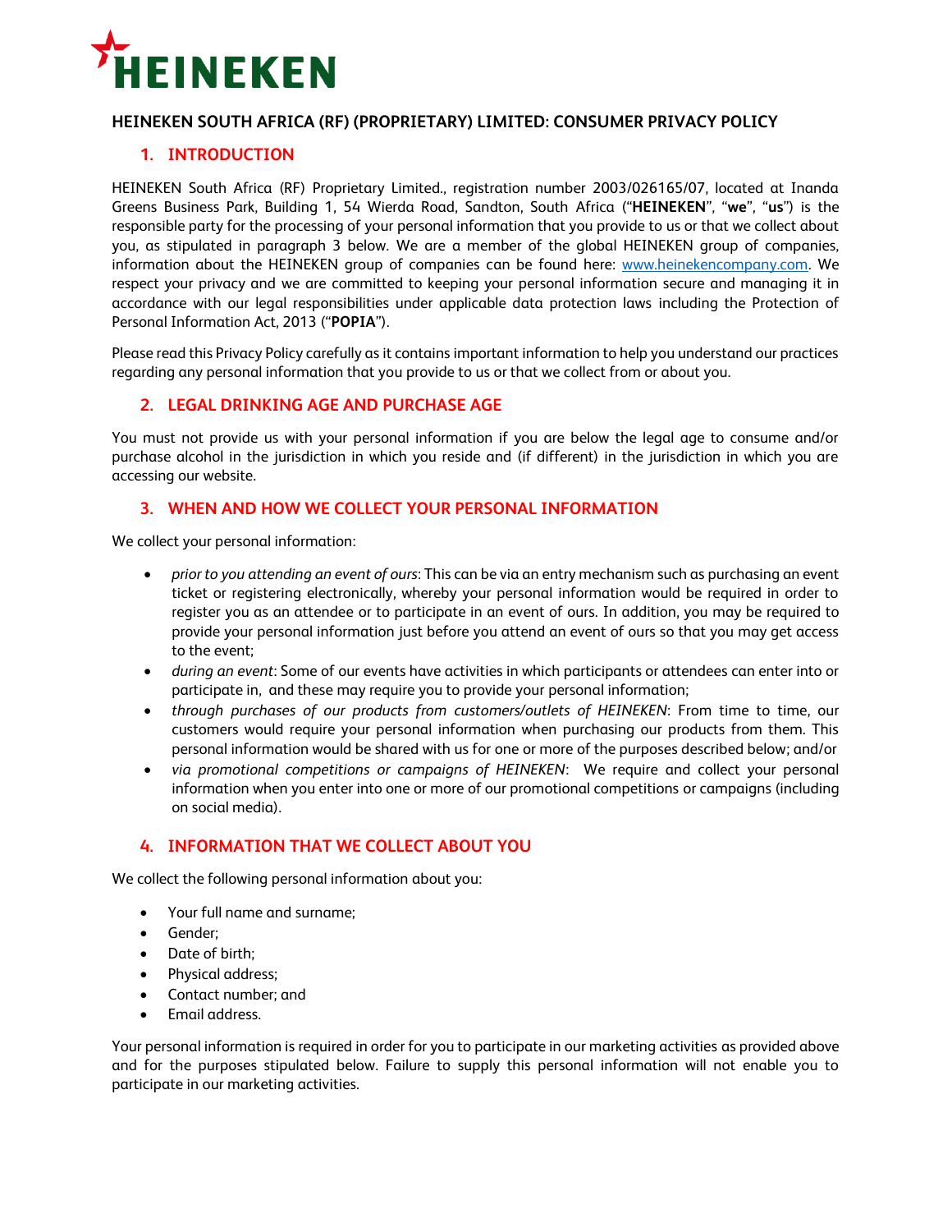# HEINEKEN

## HEINEKEN SOUTH AFRICA (RF) (PROPRIETARY) LIMITED: CONSUMER PRIVACY POLICY

### 1. INTRODUCTION

HEINEKEN South Africa (RF) Proprietary Limited., registration number 2003/026165/07, located at Inanda Greens Business Park, Building 1, 54 Wierda Road, Sandton, South Africa ("**HEINEKEN**", "**we**", "**us**") is the responsible party for the processing of your personal information that you provide to us or that we collect about you, as stipulated in paragraph 3 below. We are a member of the global HEINEKEN group of companies, information about the HEINEKEN group of companies can be found here: [www.heinekencompany.com](http://www.heinekencompany.com). We respect your privacy and we are committed to keeping your personal information secure and managing it in accordance with our legal responsibilities under applicable data protection laws including the Protection of Personal Information Act, 2013 ("**POPIA**").

Please read this Privacy Policy carefully as it contains important information to help you understand our practices regarding any personal information that you provide to us or that we collect from or about you.

### 2. LEGAL DRINKING AGE AND PURCHASE AGE

You must not provide us with your personal information if you are below the legal age to consume and/or purchase alcohol in the jurisdiction in which you reside and (if different) in the jurisdiction in which you are accessing our website.

### 3. WHEN AND HOW WE COLLECT YOUR PERSONAL INFORMATION

We collect your personal information:

- *prior to you attending an event of ours*: This can be via an entry mechanism such as purchasing an event ticket or registering electronically, whereby your personal information would be required in order to register you as an attendee or to participate in an event of ours. In addition, you may be required to provide your personal information just before you attend an event of ours so that you may get access to the event;
- *during an event*: Some of our events have activities in which participants or attendees can enter into or participate in, and these may require you to provide your personal information;
- *through purchases of our products from customers/outlets of HEINEKEN*: From time to time, our customers would require your personal information when purchasing our products from them. This personal information would be shared with us for one or more of the purposes described below; and/or
- *via promotional competitions or campaigns of HEINEKEN*: We require and collect your personal information when you enter into one or more of our promotional competitions or campaigns (including on social media).

### 4. INFORMATION THAT WE COLLECT ABOUT YOU

We collect the following personal information about you:

- Your full name and surname;
- Gender;
- Date of birth;
- Physical address;
- Contact number; and
- Email address.

Your personal information is required in order for you to participate in our marketing activities as provided above and for the purposes stipulated below. Failure to supply this personal information will not enable you to participate in our marketing activities.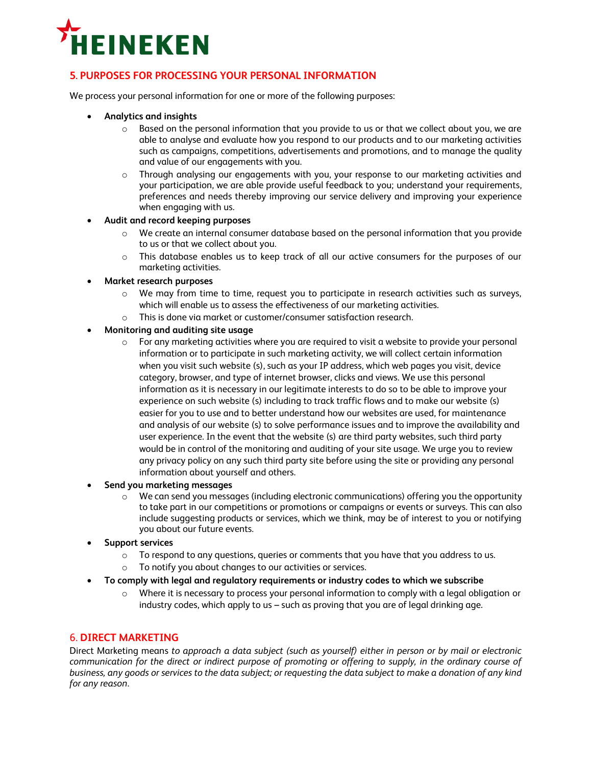## 5. PURPOSES FOR PROCESSING YOUR PERSONAL INFORMATION

We process your personal information for one or more of the following purposes:

- **Analytics and insights**
  - Based on the personal information that you provide to us or that we collect about you, we are able to analyse and evaluate how you respond to our products and to our marketing activities such as campaigns, competitions, advertisements and promotions, and to manage the quality and value of our engagements with you.
  - Through analysing our engagements with you, your response to our marketing activities and your participation, we are able provide useful feedback to you; understand your requirements, preferences and needs thereby improving our service delivery and improving your experience when engaging with us.
- **Audit and record keeping purposes**
  - We create an internal consumer database based on the personal information that you provide to us or that we collect about you.
  - This database enables us to keep track of all our active consumers for the purposes of our marketing activities.
- **Market research purposes**
  - We may from time to time, request you to participate in research activities such as surveys, which will enable us to assess the effectiveness of our marketing activities.
  - This is done via market or customer/consumer satisfaction research.
- **Monitoring and auditing site usage**
  - For any marketing activities where you are required to visit a website to provide your personal information or to participate in such marketing activity, we will collect certain information when you visit such website (s), such as your IP address, which web pages you visit, device category, browser, and type of internet browser, clicks and views. We use this personal information as it is necessary in our legitimate interests to do so to be able to improve your experience on such website (s) including to track traffic flows and to make our website (s) easier for you to use and to better understand how our websites are used, for maintenance and analysis of our website (s) to solve performance issues and to improve the availability and user experience. In the event that the website (s) are third party websites, such third party would be in control of the monitoring and auditing of your site usage. We urge you to review any privacy policy on any such third party site before using the site or providing any personal information about yourself and others.
- **Send you marketing messages**
  - We can send you messages (including electronic communications) offering you the opportunity to take part in our competitions or promotions or campaigns or events or surveys. This can also include suggesting products or services, which we think, may be of interest to you or notifying you about our future events.
- **Support services**
  - To respond to any questions, queries or comments that you have that you address to us.
  - To notify you about changes to our activities or services.
- **To comply with legal and regulatory requirements or industry codes to which we subscribe**
  - Where it is necessary to process your personal information to comply with a legal obligation or industry codes, which apply to us – such as proving that you are of legal drinking age.

## 6. DIRECT MARKETING

Direct Marketing means *to approach a data subject (such as yourself) either in person or by mail or electronic communication for the direct or indirect purpose of promoting or offering to supply, in the ordinary course of business, any goods or services to the data subject; or requesting the data subject to make a donation of any kind for any reason*.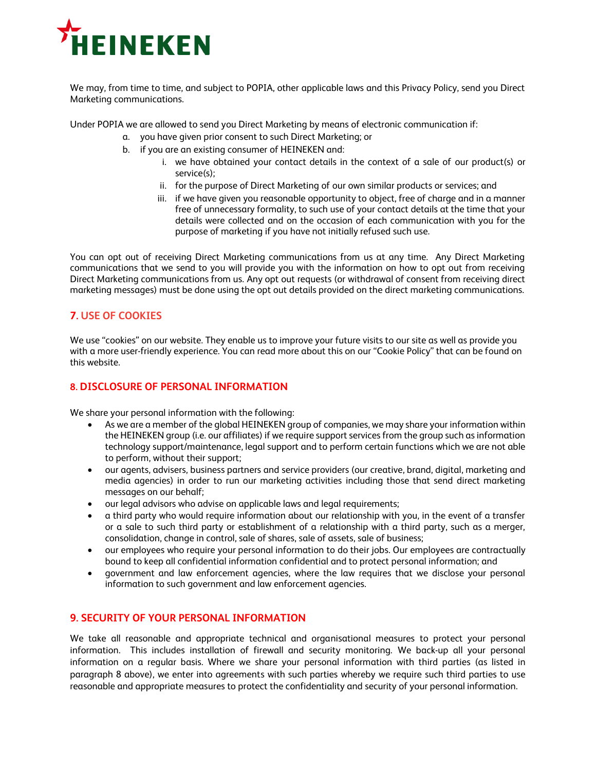We may, from time to time, and subject to POPIA, other applicable laws and this Privacy Policy, send you Direct Marketing communications.

Under POPIA we are allowed to send you Direct Marketing by means of electronic communication if:

a. you have given prior consent to such Direct Marketing; or
b. if you are an existing consumer of HEINEKEN and:
    i. we have obtained your contact details in the context of a sale of our product(s) or service(s);
    ii. for the purpose of Direct Marketing of our own similar products or services; and
    iii. if we have given you reasonable opportunity to object, free of charge and in a manner free of unnecessary formality, to such use of your contact details at the time that your details were collected and on the occasion of each communication with you for the purpose of marketing if you have not initially refused such use.

You can opt out of receiving Direct Marketing communications from us at any time. Any Direct Marketing communications that we send to you will provide you with the information on how to opt out from receiving Direct Marketing communications from us. Any opt out requests (or withdrawal of consent from receiving direct marketing messages) must be done using the opt out details provided on the direct marketing communications.

## 7. USE OF COOKIES

We use "cookies" on our website. They enable us to improve your future visits to our site as well as provide you with a more user-friendly experience. You can read more about this on our "Cookie Policy" that can be found on this website.

## 8. DISCLOSURE OF PERSONAL INFORMATION

We share your personal information with the following:

- As we are a member of the global HEINEKEN group of companies, we may share your information within the HEINEKEN group (i.e. our affiliates) if we require support services from the group such as information technology support/maintenance, legal support and to perform certain functions which we are not able to perform, without their support;
- our agents, advisers, business partners and service providers (our creative, brand, digital, marketing and media agencies) in order to run our marketing activities including those that send direct marketing messages on our behalf;
- our legal advisors who advise on applicable laws and legal requirements;
- a third party who would require information about our relationship with you, in the event of a transfer or a sale to such third party or establishment of a relationship with a third party, such as a merger, consolidation, change in control, sale of shares, sale of assets, sale of business;
- our employees who require your personal information to do their jobs. Our employees are contractually bound to keep all confidential information confidential and to protect personal information; and
- government and law enforcement agencies, where the law requires that we disclose your personal information to such government and law enforcement agencies.

## 9. SECURITY OF YOUR PERSONAL INFORMATION

We take all reasonable and appropriate technical and organisational measures to protect your personal information. This includes installation of firewall and security monitoring. We back-up all your personal information on a regular basis. Where we share your personal information with third parties (as listed in paragraph 8 above), we enter into agreements with such parties whereby we require such third parties to use reasonable and appropriate measures to protect the confidentiality and security of your personal information.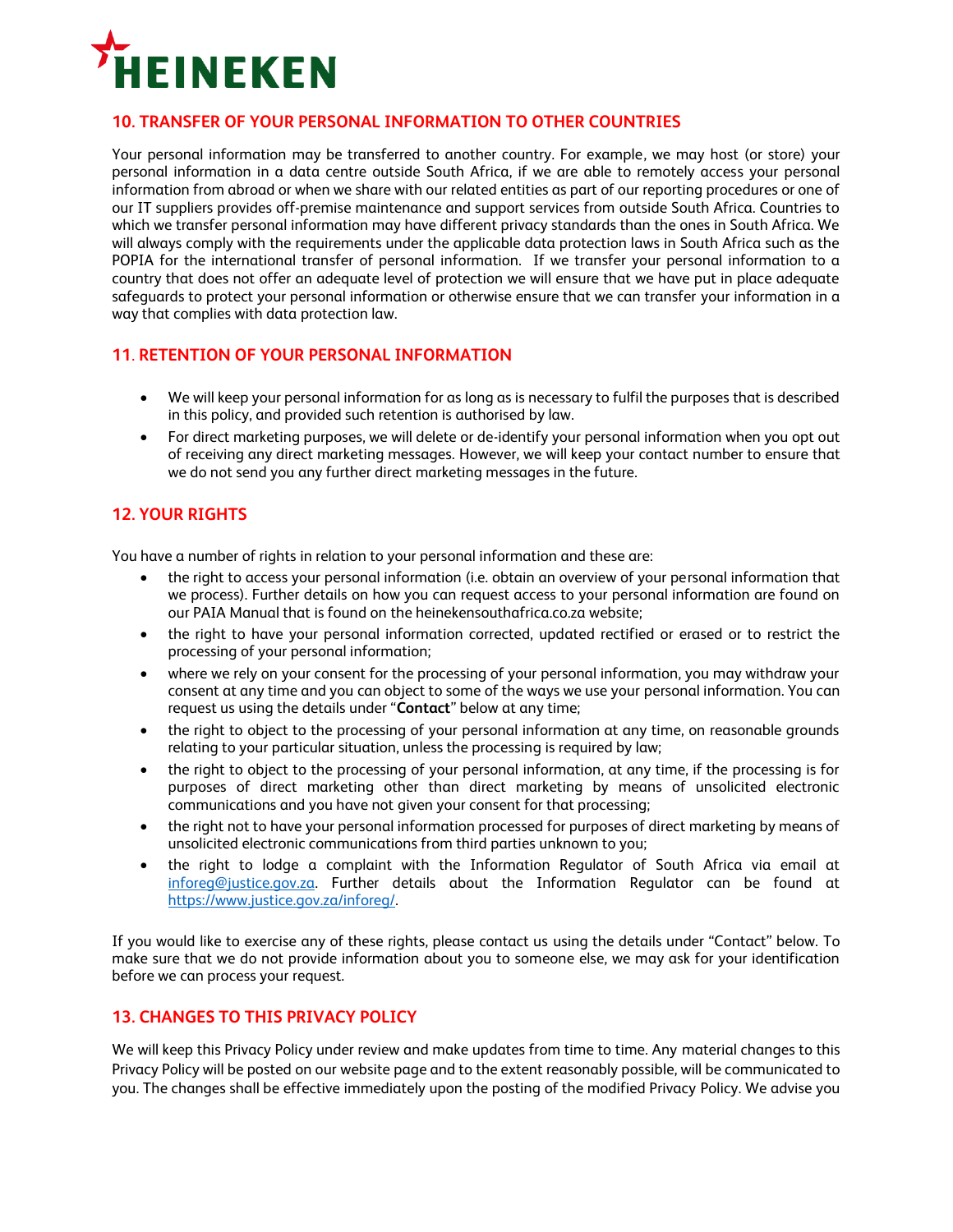## 10. TRANSFER OF YOUR PERSONAL INFORMATION TO OTHER COUNTRIES

Your personal information may be transferred to another country. For example, we may host (or store) your personal information in a data centre outside South Africa, if we are able to remotely access your personal information from abroad or when we share with our related entities as part of our reporting procedures or one of our IT suppliers provides off-premise maintenance and support services from outside South Africa. Countries to which we transfer personal information may have different privacy standards than the ones in South Africa. We will always comply with the requirements under the applicable data protection laws in South Africa such as the POPIA for the international transfer of personal information. If we transfer your personal information to a country that does not offer an adequate level of protection we will ensure that we have put in place adequate safeguards to protect your personal information or otherwise ensure that we can transfer your information in a way that complies with data protection law.

## 11. RETENTION OF YOUR PERSONAL INFORMATION

- We will keep your personal information for as long as is necessary to fulfil the purposes that is described in this policy, and provided such retention is authorised by law.
- For direct marketing purposes, we will delete or de-identify your personal information when you opt out of receiving any direct marketing messages. However, we will keep your contact number to ensure that we do not send you any further direct marketing messages in the future.

## 12. YOUR RIGHTS

You have a number of rights in relation to your personal information and these are:

- the right to access your personal information (i.e. obtain an overview of your personal information that we process). Further details on how you can request access to your personal information are found on our PAIA Manual that is found on the heinekensouthafrica.co.za website;
- the right to have your personal information corrected, updated rectified or erased or to restrict the processing of your personal information;
- where we rely on your consent for the processing of your personal information, you may withdraw your consent at any time and you can object to some of the ways we use your personal information. You can request us using the details under "**Contact**" below at any time;
- the right to object to the processing of your personal information at any time, on reasonable grounds relating to your particular situation, unless the processing is required by law;
- the right to object to the processing of your personal information, at any time, if the processing is for purposes of direct marketing other than direct marketing by means of unsolicited electronic communications and you have not given your consent for that processing;
- the right not to have your personal information processed for purposes of direct marketing by means of unsolicited electronic communications from third parties unknown to you;
- the right to lodge a complaint with the Information Regulator of South Africa via email at [inforeg@justice.gov.za](mailto:inforeg@justice.gov.za). Further details about the Information Regulator can be found at [https://www.justice.gov.za/inforeg/](https://www.justice.gov.za/inforeg/).

If you would like to exercise any of these rights, please contact us using the details under "Contact" below. To make sure that we do not provide information about you to someone else, we may ask for your identification before we can process your request.

## 13. CHANGES TO THIS PRIVACY POLICY

We will keep this Privacy Policy under review and make updates from time to time. Any material changes to this Privacy Policy will be posted on our website page and to the extent reasonably possible, will be communicated to you. The changes shall be effective immediately upon the posting of the modified Privacy Policy. We advise you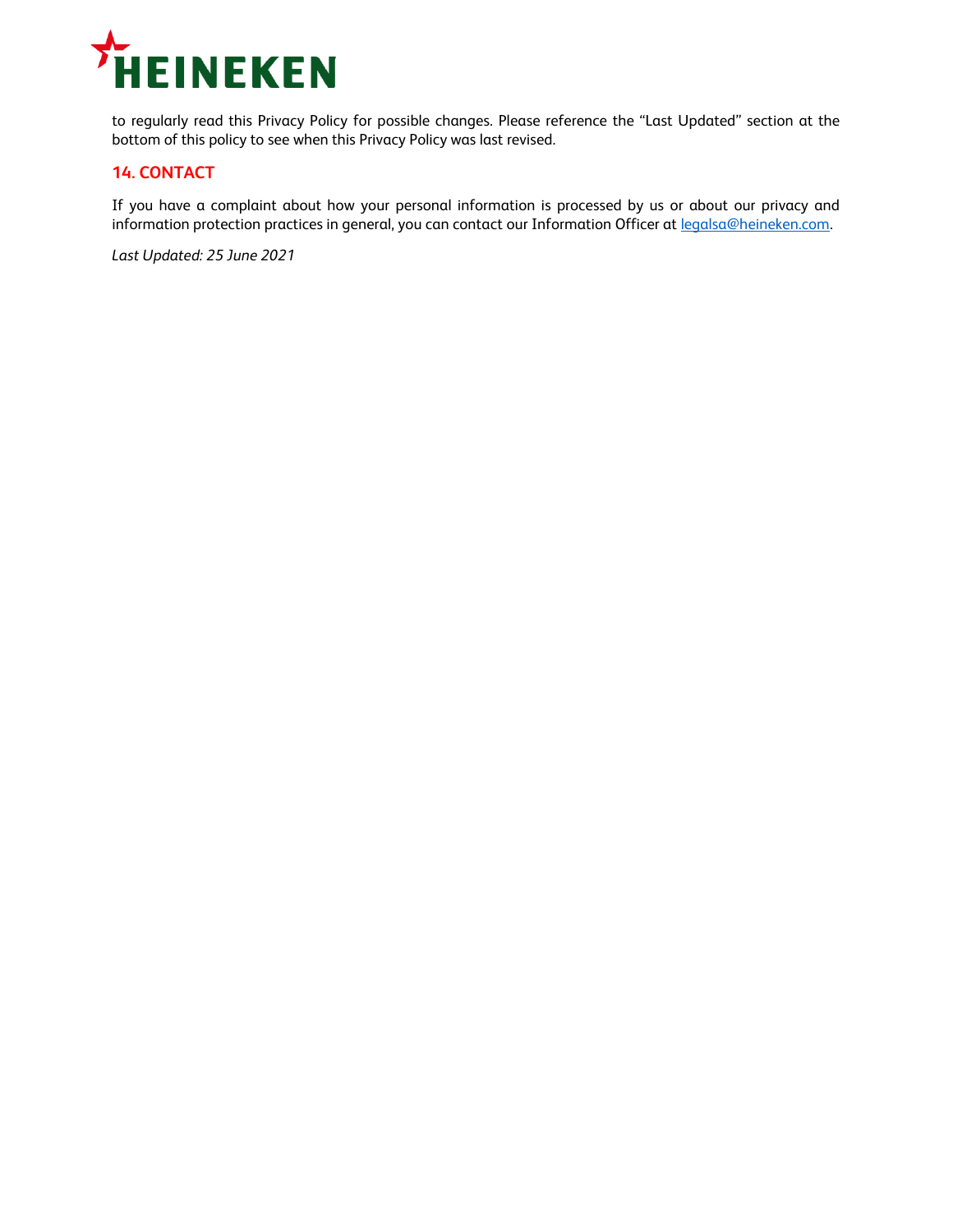to regularly read this Privacy Policy for possible changes. Please reference the "Last Updated" section at the bottom of this policy to see when this Privacy Policy was last revised.

## 14. CONTACT

If you have a complaint about how your personal information is processed by us or about our privacy and information protection practices in general, you can contact our Information Officer at legalsa@heineken.com.

*Last Updated: 25 June 2021*